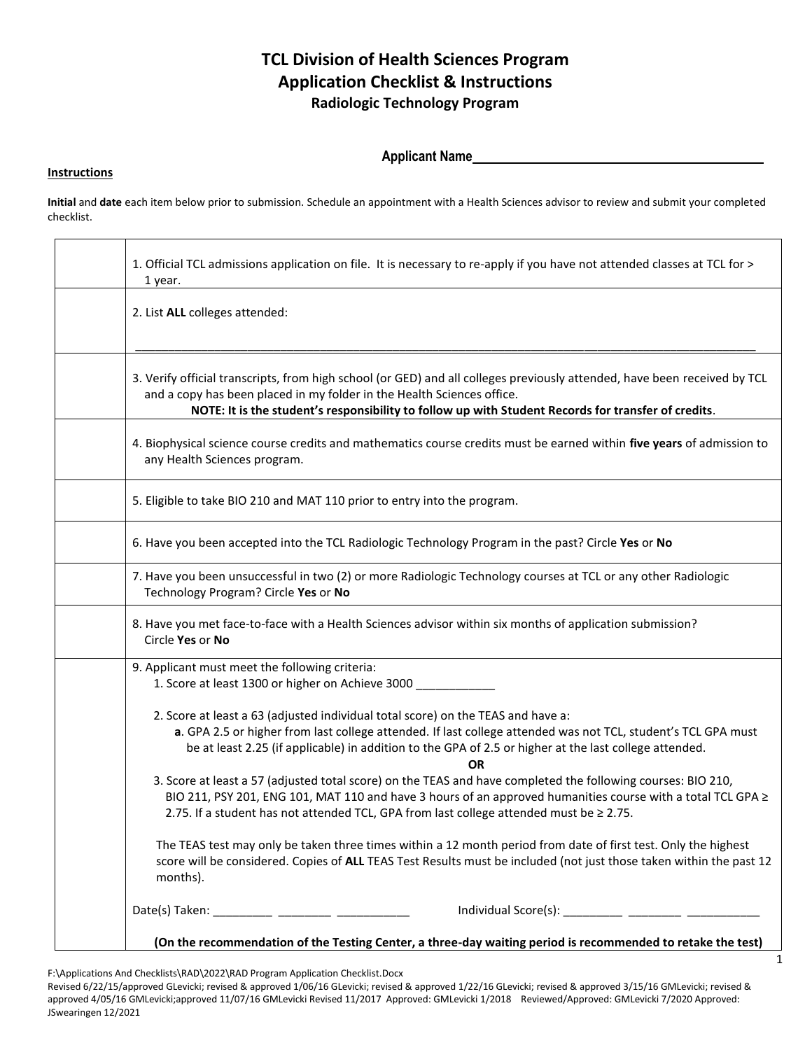# TCL Division of Health Sciences Program
# Application Checklist & Instructions
## Radiologic Technology Program

**Applicant Name**\_\_\_\_\_\_\_\_\_\_\_\_\_\_\_\_\_\_\_\_\_\_\_\_\_\_\_\_\_\_\_\_\_\_\_\_\_\_\_\_\_\_

**Instructions**

**Initial** and **date** each item below prior to submission. Schedule an appointment with a Health Sciences advisor to review and submit your completed checklist.

| | |
|---|---|
| | 1. Official TCL admissions application on file. It is necessary to re-apply if you have not attended classes at TCL for > 1 year. |
| | 2. List **ALL** colleges attended: ________________________________________________________________ |
| | 3. Verify official transcripts, from high school (or GED) and all colleges previously attended, have been received by TCL and a copy has been placed in my folder in the Health Sciences office. **NOTE: It is the student's responsibility to follow up with Student Records for transfer of credits**. |
| | 4. Biophysical science course credits and mathematics course credits must be earned within **five years** of admission to any Health Sciences program. |
| | 5. Eligible to take BIO 210 and MAT 110 prior to entry into the program. |
| | 6. Have you been accepted into the TCL Radiologic Technology Program in the past? Circle **Yes** or **No** |
| | 7. Have you been unsuccessful in two (2) or more Radiologic Technology courses at TCL or any other Radiologic Technology Program? Circle **Yes** or **No** |
| | 8. Have you met face-to-face with a Health Sciences advisor within six months of application submission? Circle **Yes** or **No** |
| | 9. Applicant must meet the following criteria:<br>1. Score at least 1300 or higher on Achieve 3000 ____________<br><br>2. Score at least a 63 (adjusted individual total score) on the TEAS and have a:<br>**a**. GPA 2.5 or higher from last college attended. If last college attended was not TCL, student's TCL GPA must be at least 2.25 (if applicable) in addition to the GPA of 2.5 or higher at the last college attended.<br>**OR**<br>3. Score at least a 57 (adjusted total score) on the TEAS and have completed the following courses: BIO 210, BIO 211, PSY 201, ENG 101, MAT 110 and have 3 hours of an approved humanities course with a total TCL GPA ≥ 2.75. If a student has not attended TCL, GPA from last college attended must be ≥ 2.75.<br><br>The TEAS test may only be taken three times within a 12 month period from date of first test. Only the highest score will be considered. Copies of **ALL** TEAS Test Results must be included (not just those taken within the past 12 months).<br><br>Date(s) Taken: _________ ________ ___________ Individual Score(s): _________ ________ ___________<br><br>**(On the recommendation of the Testing Center, a three-day waiting period is recommended to retake the test)** |

F:\Applications And Checklists\RAD\2022\RAD Program Application Checklist.Docx
Revised 6/22/15/approved GLevicki; revised & approved 1/06/16 GLevicki; revised & approved 1/22/16 GLevicki; revised & approved 3/15/16 GMLevicki; revised & approved 4/05/16 GMLevicki;approved 11/07/16 GMLevicki Revised 11/2017 Approved: GMLevicki 1/2018 Reviewed/Approved: GMLevicki 7/2020 Approved: JSwearingen 12/2021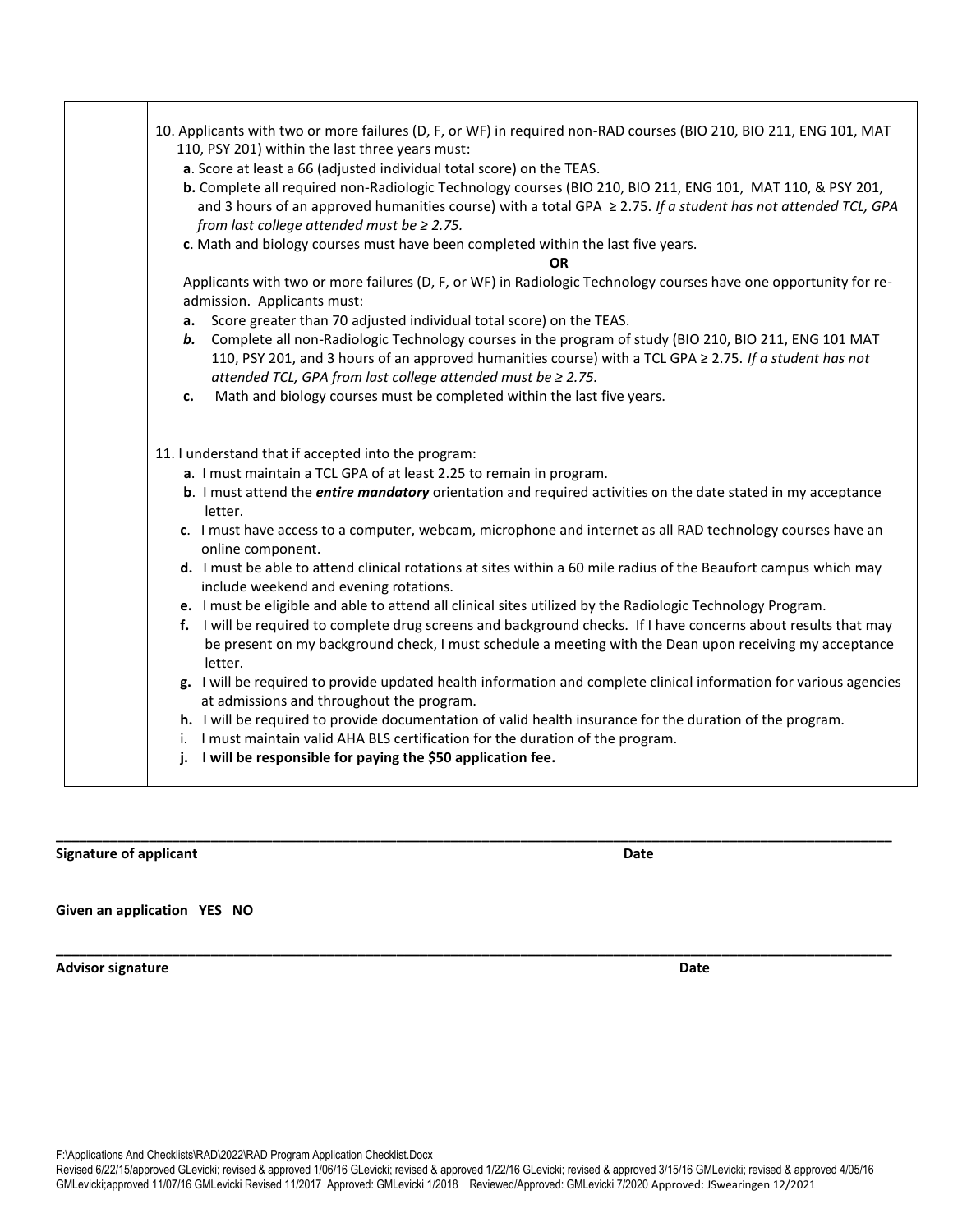| | |
|---|---|
| | 10. Applicants with two or more failures (D, F, or WF) in required non-RAD courses (BIO 210, BIO 211, ENG 101, MAT 110, PSY 201) within the last three years must:<br>**a**. Score at least a 66 (adjusted individual total score) on the TEAS.<br>**b.** Complete all required non-Radiologic Technology courses (BIO 210, BIO 211, ENG 101, MAT 110, & PSY 201, and 3 hours of an approved humanities course) with a total GPA ≥ 2.75. *If a student has not attended TCL, GPA from last college attended must be ≥ 2.75.*<br>**c**. Math and biology courses must have been completed within the last five years.<br>**OR**<br>Applicants with two or more failures (D, F, or WF) in Radiologic Technology courses have one opportunity for re-admission. Applicants must:<br>**a.** Score greater than 70 adjusted individual total score) on the TEAS.<br>***b.*** Complete all non-Radiologic Technology courses in the program of study (BIO 210, BIO 211, ENG 101 MAT 110, PSY 201, and 3 hours of an approved humanities course) with a TCL GPA ≥ 2.75. *If a student has not attended TCL, GPA from last college attended must be ≥ 2.75.*<br>**c.** Math and biology courses must be completed within the last five years. |
| | 11. I understand that if accepted into the program:<br>**a**. I must maintain a TCL GPA of at least 2.25 to remain in program.<br>**b**. I must attend the ***entire mandatory*** orientation and required activities on the date stated in my acceptance letter.<br>**c**. I must have access to a computer, webcam, microphone and internet as all RAD technology courses have an online component.<br>**d.** I must be able to attend clinical rotations at sites within a 60 mile radius of the Beaufort campus which may include weekend and evening rotations.<br>**e.** I must be eligible and able to attend all clinical sites utilized by the Radiologic Technology Program.<br>**f.** I will be required to complete drug screens and background checks. If I have concerns about results that may be present on my background check, I must schedule a meeting with the Dean upon receiving my acceptance letter.<br>**g.** I will be required to provide updated health information and complete clinical information for various agencies at admissions and throughout the program.<br>**h.** I will be required to provide documentation of valid health insurance for the duration of the program.<br>i. I must maintain valid AHA BLS certification for the duration of the program.<br>**j. I will be responsible for paying the $50 application fee.** |

______________________________________________________________________________

**Signature of applicant** **Date**

**Given an application YES NO**

______________________________________________________________________________

**Advisor signature** **Date**

F:\Applications And Checklists\RAD\2022\RAD Program Application Checklist.Docx
Revised 6/22/15/approved GLevicki; revised & approved 1/06/16 GLevicki; revised & approved 1/22/16 GLevicki; revised & approved 3/15/16 GMLevicki; revised & approved 4/05/16 GMLevicki;approved 11/07/16 GMLevicki Revised 11/2017 Approved: GMLevicki 1/2018 Reviewed/Approved: GMLevicki 7/2020 Approved: JSwearingen 12/2021